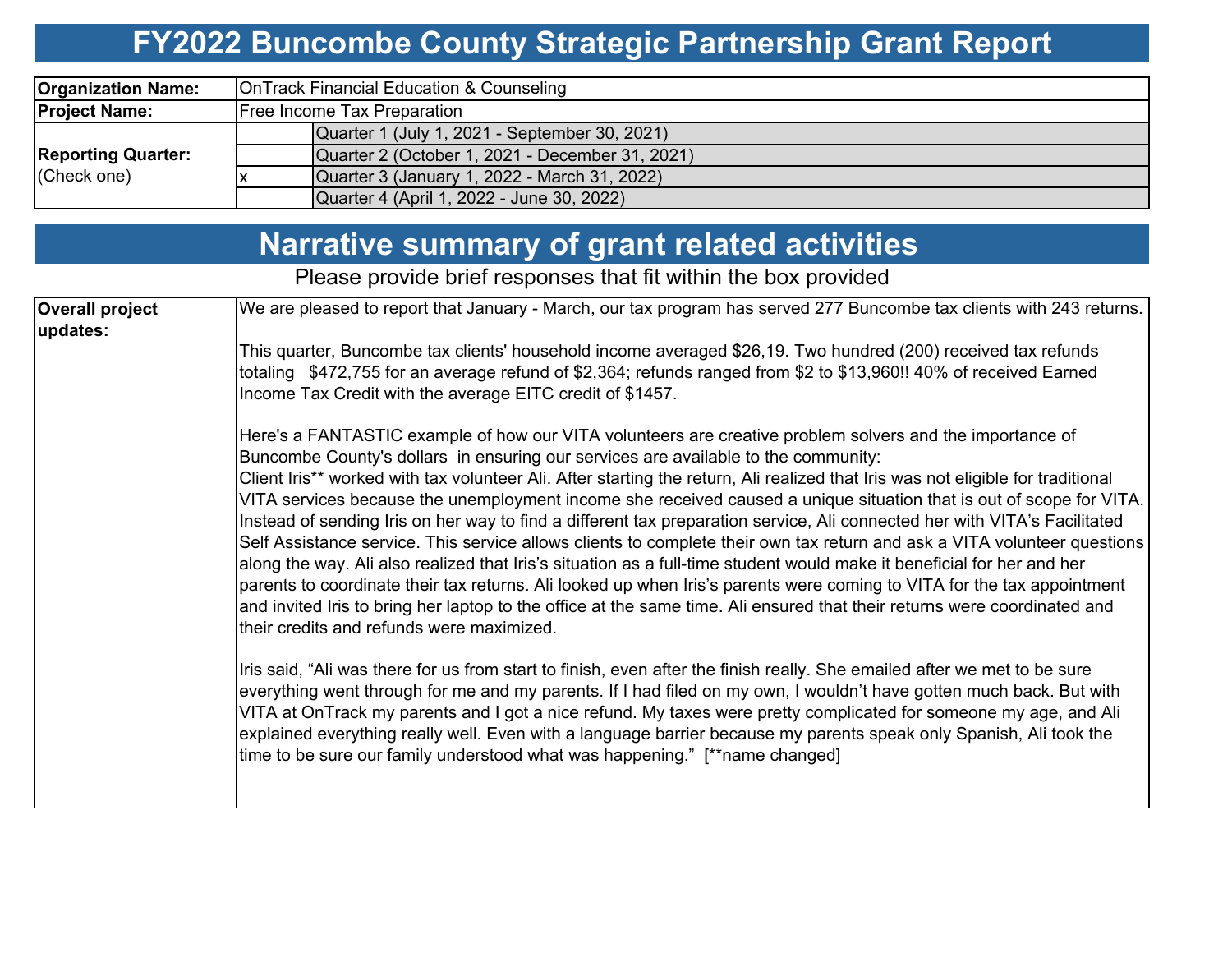# FY2022 Buncombe County Strategic Partnership Grant Report

| | | |
|---|---|---|
| **Organization Name:** | OnTrack Financial Education & Counseling | |
| **Project Name:** | Free Income Tax Preparation | |
| **Reporting Quarter:** (Check one) | | Quarter 1 (July 1, 2021 - September 30, 2021) |
| | | Quarter 2 (October 1, 2021 - December 31, 2021) |
| | x | Quarter 3 (January 1, 2022 - March 31, 2022) |
| | | Quarter 4 (April 1, 2022 - June 30, 2022) |

## Narrative summary of grant related activities

Please provide brief responses that fit within the box provided

**Overall project updates:**

We are pleased to report that January - March, our tax program has served 277 Buncombe tax clients with 243 returns.

This quarter, Buncombe tax clients' household income averaged $26,19. Two hundred (200) received tax refunds totaling $472,755 for an average refund of $2,364; refunds ranged from $2 to $13,960!! 40% of received Earned Income Tax Credit with the average EITC credit of $1457.

Here's a FANTASTIC example of how our VITA volunteers are creative problem solvers and the importance of Buncombe County's dollars in ensuring our services are available to the community:
Client Iris** worked with tax volunteer Ali. After starting the return, Ali realized that Iris was not eligible for traditional VITA services because the unemployment income she received caused a unique situation that is out of scope for VITA. Instead of sending Iris on her way to find a different tax preparation service, Ali connected her with VITA's Facilitated Self Assistance service. This service allows clients to complete their own tax return and ask a VITA volunteer questions along the way. Ali also realized that Iris's situation as a full-time student would make it beneficial for her and her parents to coordinate their tax returns. Ali looked up when Iris's parents were coming to VITA for the tax appointment and invited Iris to bring her laptop to the office at the same time. Ali ensured that their returns were coordinated and their credits and refunds were maximized.

Iris said, "Ali was there for us from start to finish, even after the finish really. She emailed after we met to be sure everything went through for me and my parents. If I had filed on my own, I wouldn't have gotten much back. But with VITA at OnTrack my parents and I got a nice refund. My taxes were pretty complicated for someone my age, and Ali explained everything really well. Even with a language barrier because my parents speak only Spanish, Ali took the time to be sure our family understood what was happening." [**name changed]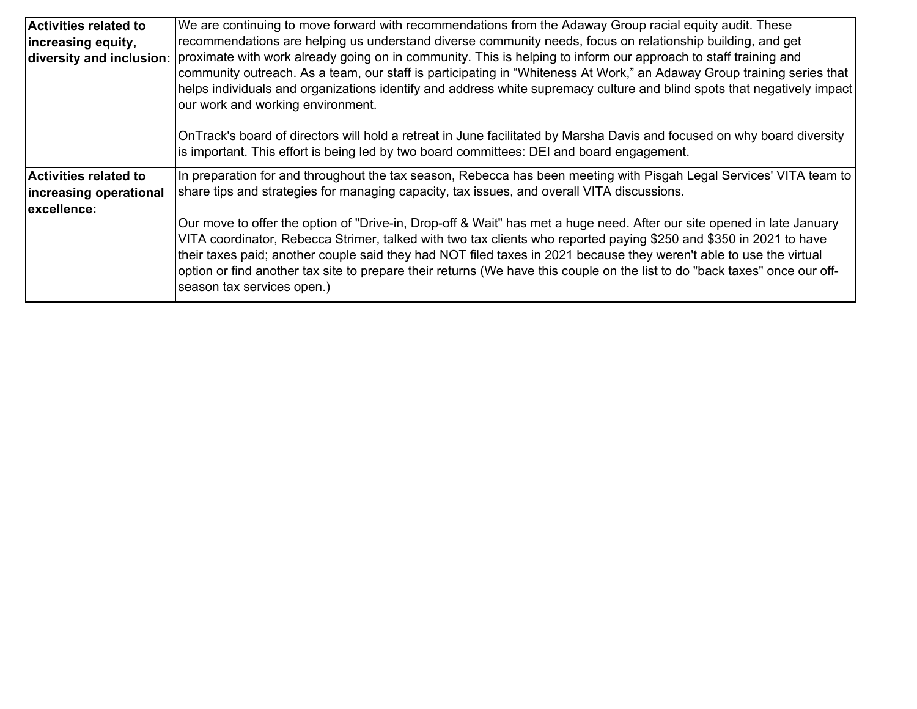| | |
|---|---|
| **Activities related to increasing equity, diversity and inclusion:** | We are continuing to move forward with recommendations from the Adaway Group racial equity audit. These recommendations are helping us understand diverse community needs, focus on relationship building, and get proximate with work already going on in community. This is helping to inform our approach to staff training and community outreach. As a team, our staff is participating in “Whiteness At Work,” an Adaway Group training series that helps individuals and organizations identify and address white supremacy culture and blind spots that negatively impact our work and working environment.<br><br>OnTrack's board of directors will hold a retreat in June facilitated by Marsha Davis and focused on why board diversity is important. This effort is being led by two board committees: DEI and board engagement. |
| **Activities related to increasing operational excellence:** | In preparation for and throughout the tax season, Rebecca has been meeting with Pisgah Legal Services' VITA team to share tips and strategies for managing capacity, tax issues, and overall VITA discussions.<br><br>Our move to offer the option of "Drive-in, Drop-off & Wait" has met a huge need. After our site opened in late January VITA coordinator, Rebecca Strimer, talked with two tax clients who reported paying $250 and $350 in 2021 to have their taxes paid; another couple said they had NOT filed taxes in 2021 because they weren't able to use the virtual option or find another tax site to prepare their returns (We have this couple on the list to do "back taxes" once our off-season tax services open.) |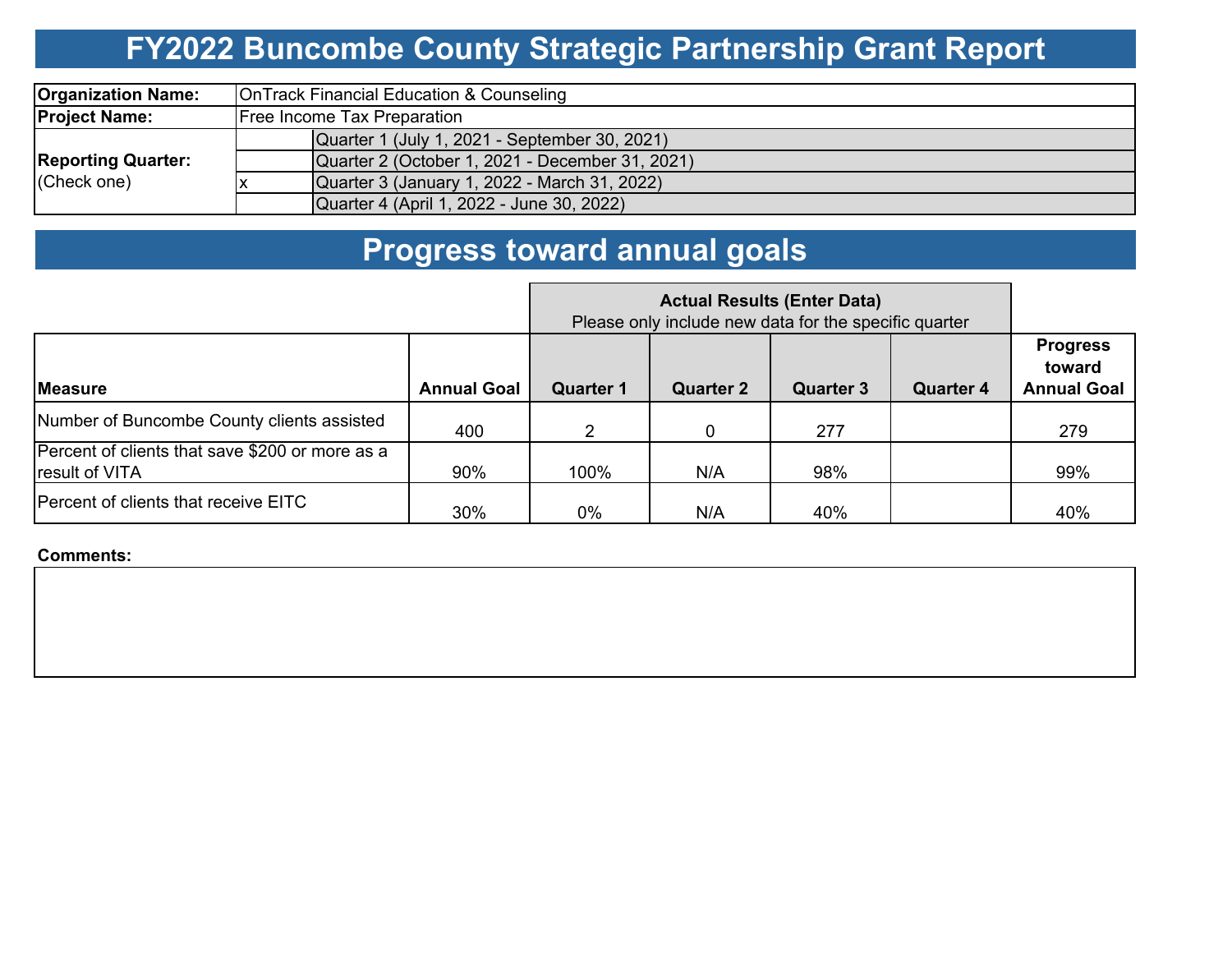# FY2022 Buncombe County Strategic Partnership Grant Report

| | | |
|---|---|---|
| **Organization Name:** | OnTrack Financial Education & Counseling | |
| **Project Name:** | Free Income Tax Preparation | |
| **Reporting Quarter:** (Check one) | | Quarter 1 (July 1, 2021 - September 30, 2021) |
| | | Quarter 2 (October 1, 2021 - December 31, 2021) |
| | x | Quarter 3 (January 1, 2022 - March 31, 2022) |
| | | Quarter 4 (April 1, 2022 - June 30, 2022) |

# Progress toward annual goals

| | | **Actual Results (Enter Data)** Please only include new data for the specific quarter | | | | |
|---|---|---|---|---|---|---|
| **Measure** | **Annual Goal** | **Quarter 1** | **Quarter 2** | **Quarter 3** | **Quarter 4** | **Progress toward Annual Goal** |
| Number of Buncombe County clients assisted | 400 | 2 | 0 | 277 | | 279 |
| Percent of clients that save $200 or more as a result of VITA | 90% | 100% | N/A | 98% | | 99% |
| Percent of clients that receive EITC | 30% | 0% | N/A | 40% | | 40% |

**Comments:**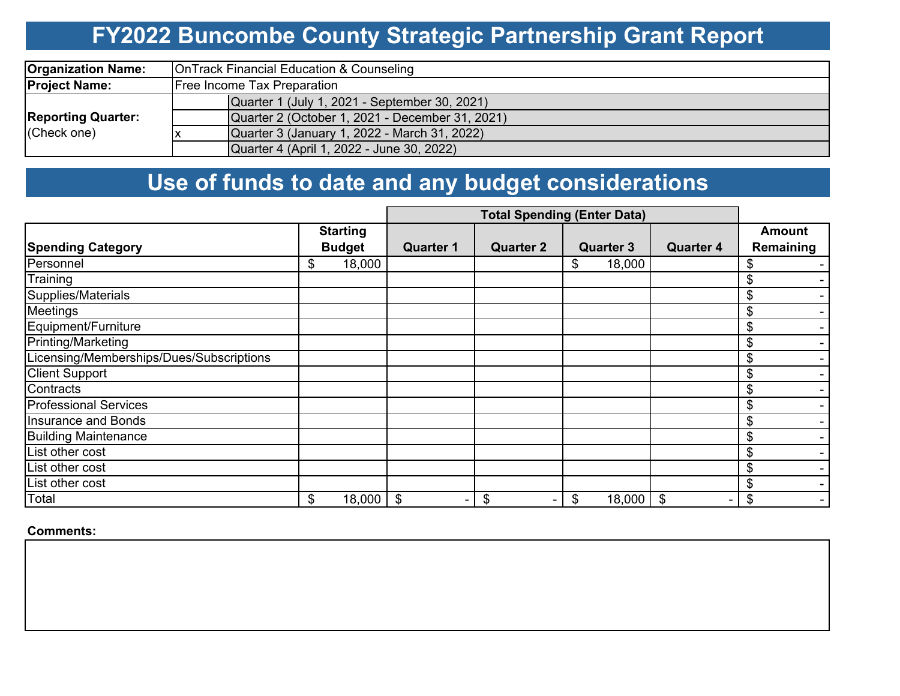# FY2022 Buncombe County Strategic Partnership Grant Report

| | | |
|---|---|---|
| **Organization Name:** | OnTrack Financial Education & Counseling | |
| **Project Name:** | Free Income Tax Preparation | |
| **Reporting Quarter:** (Check one) | | Quarter 1 (July 1, 2021 - September 30, 2021) |
| | | Quarter 2 (October 1, 2021 - December 31, 2021) |
| | x | Quarter 3 (January 1, 2022 - March 31, 2022) |
| | | Quarter 4 (April 1, 2022 - June 30, 2022) |

## Use of funds to date and any budget considerations

| | | Total Spending (Enter Data) | | | | |
|---|---|---|---|---|---|---|
| **Spending Category** | **Starting Budget** | **Quarter 1** | **Quarter 2** | **Quarter 3** | **Quarter 4** | **Amount Remaining** |
| Personnel | $ 18,000 | | | $ 18,000 | | $ - |
| Training | | | | | | $ - |
| Supplies/Materials | | | | | | $ - |
| Meetings | | | | | | $ - |
| Equipment/Furniture | | | | | | $ - |
| Printing/Marketing | | | | | | $ - |
| Licensing/Memberships/Dues/Subscriptions | | | | | | $ - |
| Client Support | | | | | | $ - |
| Contracts | | | | | | $ - |
| Professional Services | | | | | | $ - |
| Insurance and Bonds | | | | | | $ - |
| Building Maintenance | | | | | | $ - |
| List other cost | | | | | | $ - |
| List other cost | | | | | | $ - |
| List other cost | | | | | | $ - |
| Total | $ 18,000 | $ - | $ - | $ 18,000 | $ - | $ - |

**Comments:**